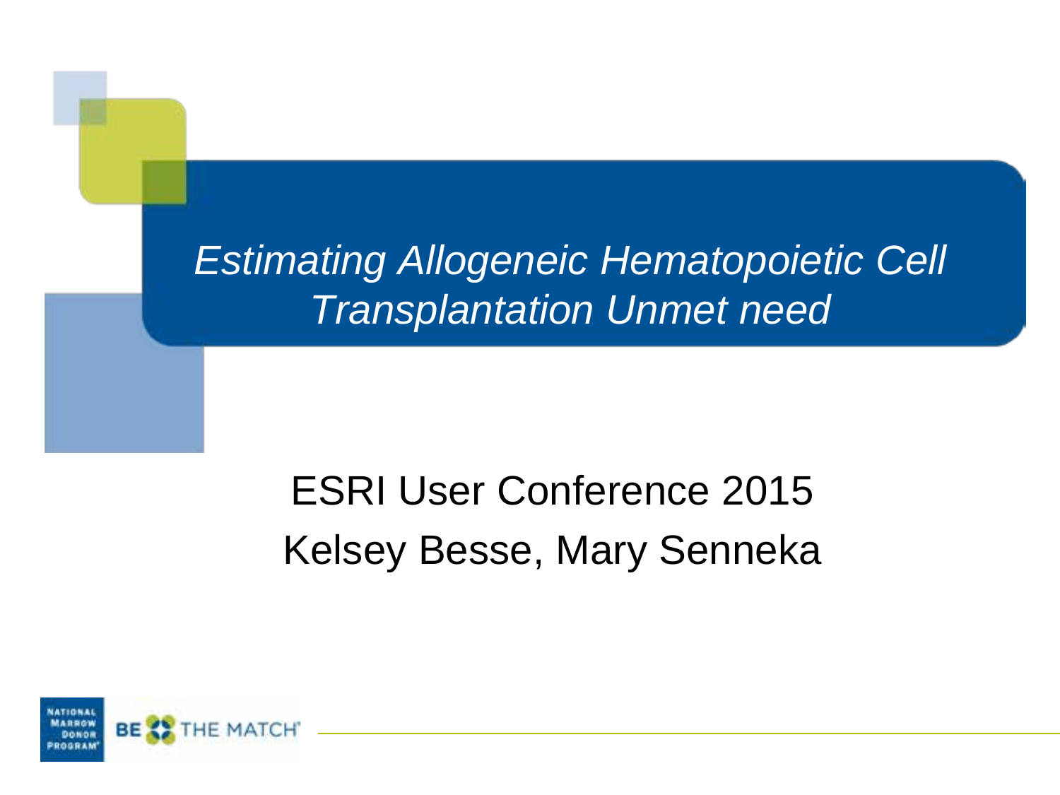# *Estimating Allogeneic Hematopoietic Cell Transplantation Unmet need*

ESRI User Conference 2015

Kelsey Besse, Mary Senneka

NATIONAL MARROW DONOR PROGRAM® BE THE MATCH®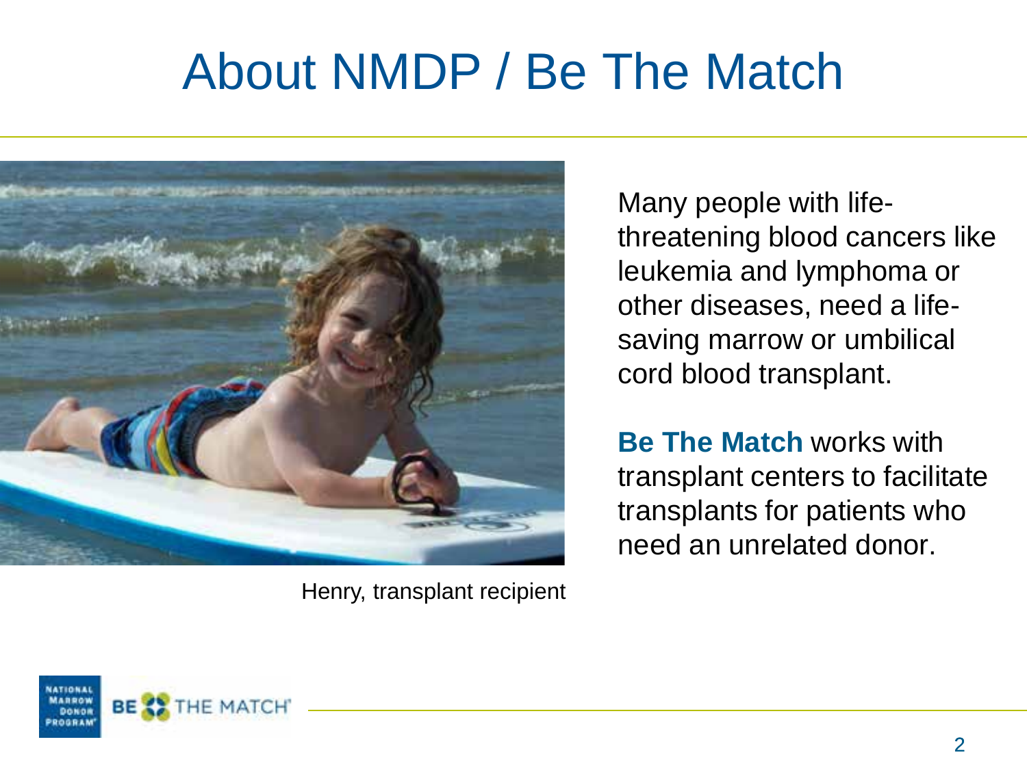# About NMDP / Be The Match

Henry, transplant recipient

Many people with life-threatening blood cancers like leukemia and lymphoma or other diseases, need a life-saving marrow or umbilical cord blood transplant.

**Be The Match** works with transplant centers to facilitate transplants for patients who need an unrelated donor.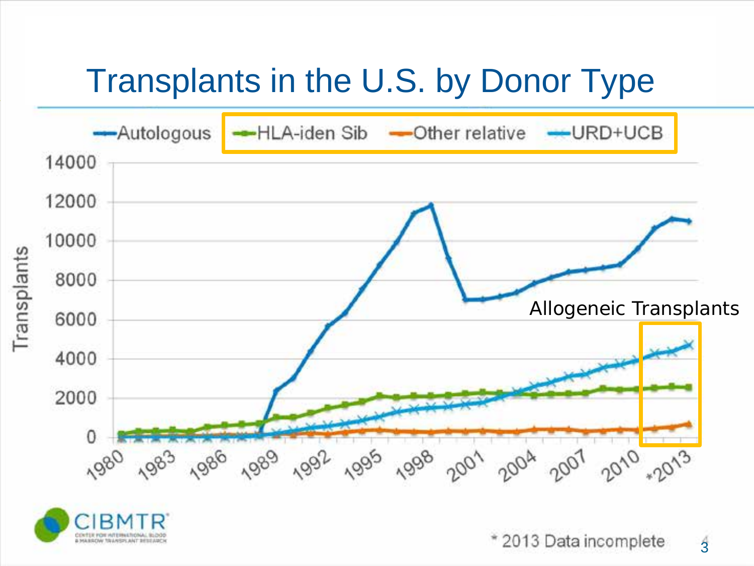# Transplants in the U.S. by Donor Type

Autologous | HLA-iden Sib | Other relative | URD+UCB

Allogeneic Transplants

\* 2013 Data incomplete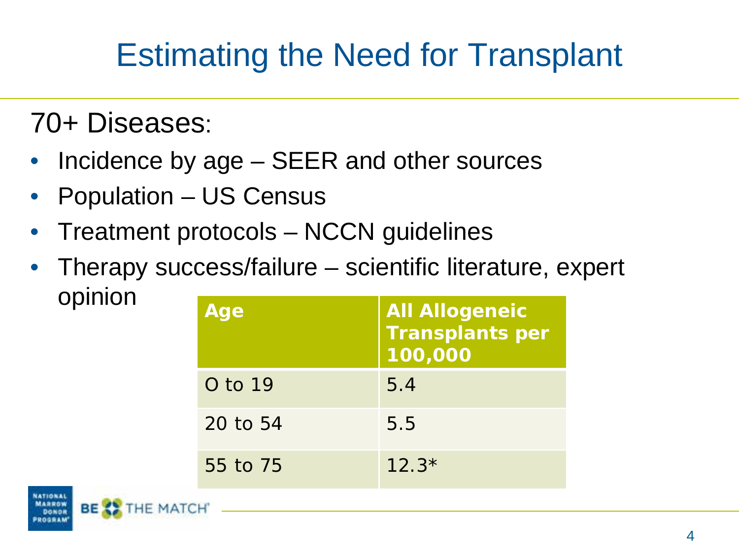# Estimating the Need for Transplant

70+ Diseases:

- Incidence by age – SEER and other sources
- Population – US Census
- Treatment protocols – NCCN guidelines
- Therapy success/failure – scientific literature, expert opinion

| Age | All Allogeneic Transplants per 100,000 |
|---|---|
| O to 19 | 5.4 |
| 20 to 54 | 5.5 |
| 55 to 75 | 12.3* |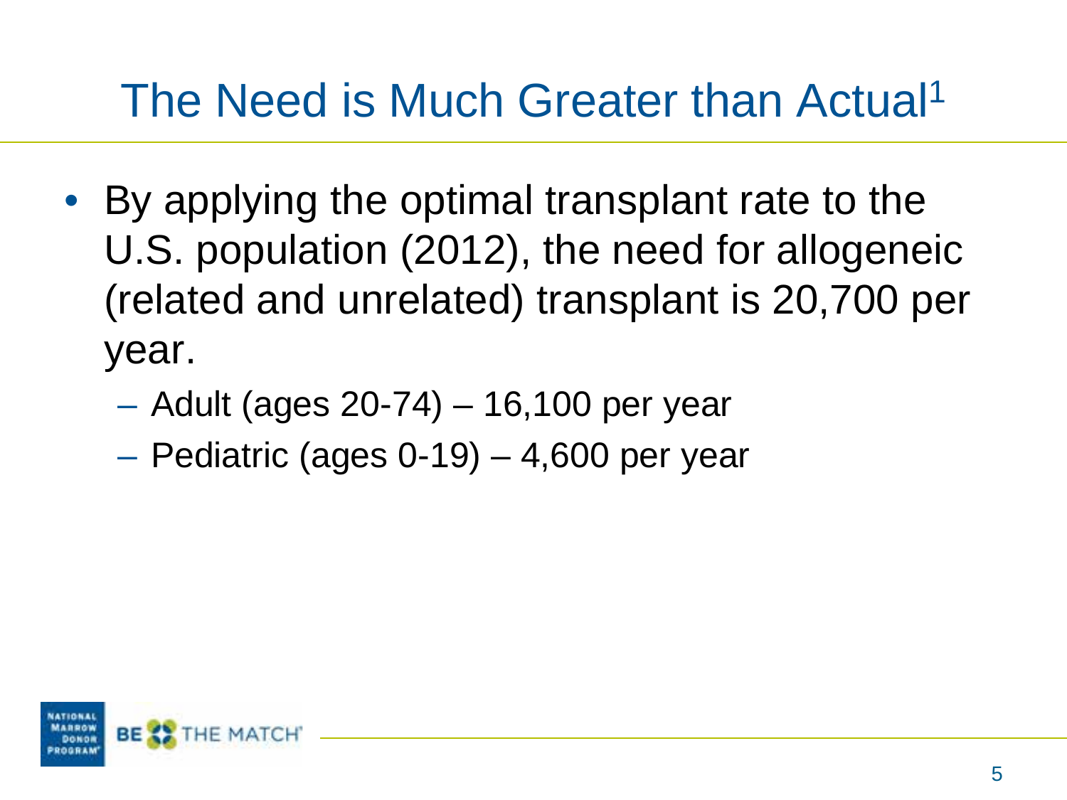# The Need is Much Greater than Actual[1]

- By applying the optimal transplant rate to the U.S. population (2012), the need for allogeneic (related and unrelated) transplant is 20,700 per year.
  - Adult (ages 20-74) – 16,100 per year
  - Pediatric (ages 0-19) – 4,600 per year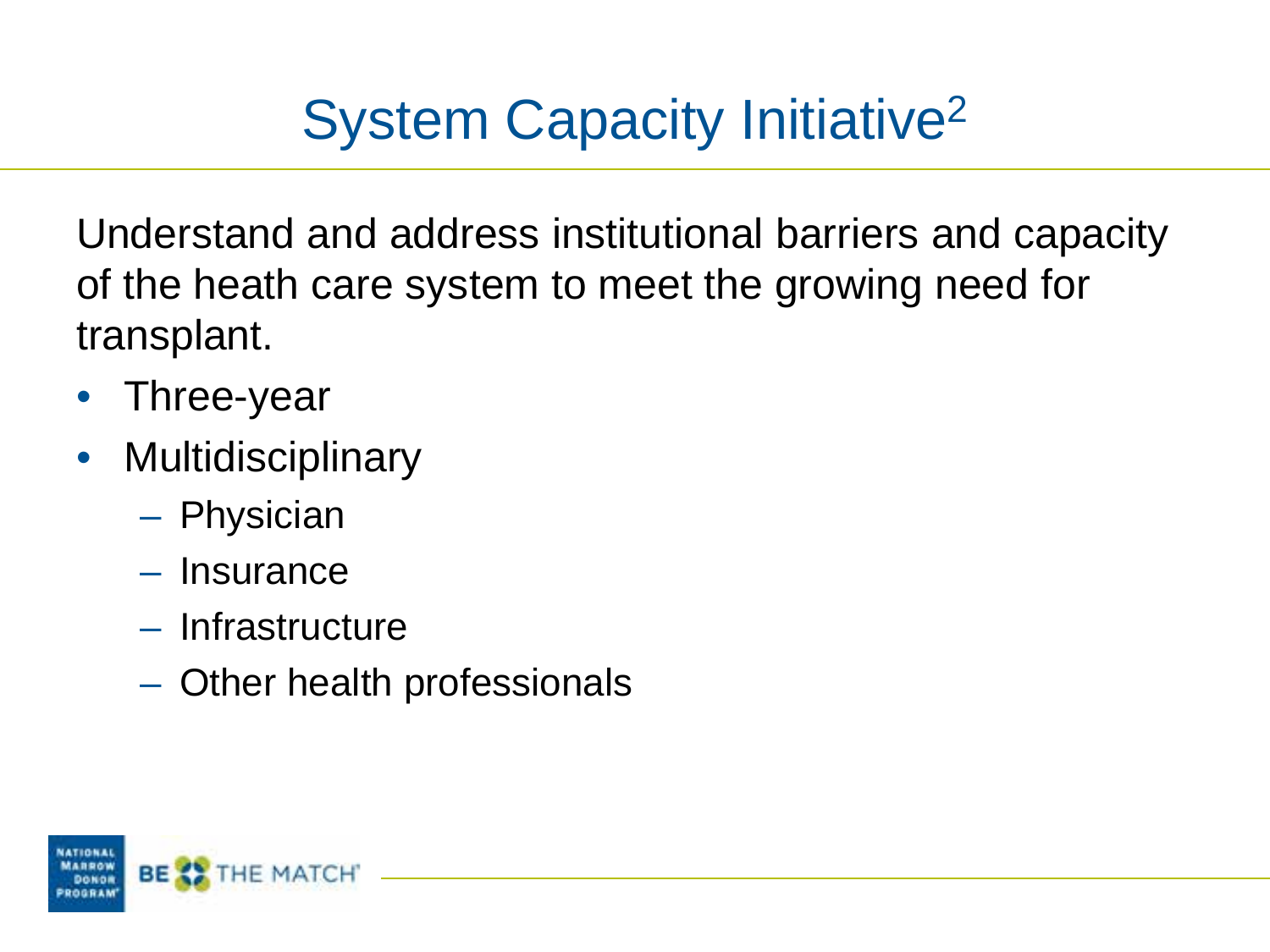# System Capacity Initiative[2]

Understand and address institutional barriers and capacity of the heath care system to meet the growing need for transplant.

- Three-year
- Multidisciplinary
  - Physician
  - Insurance
  - Infrastructure
  - Other health professionals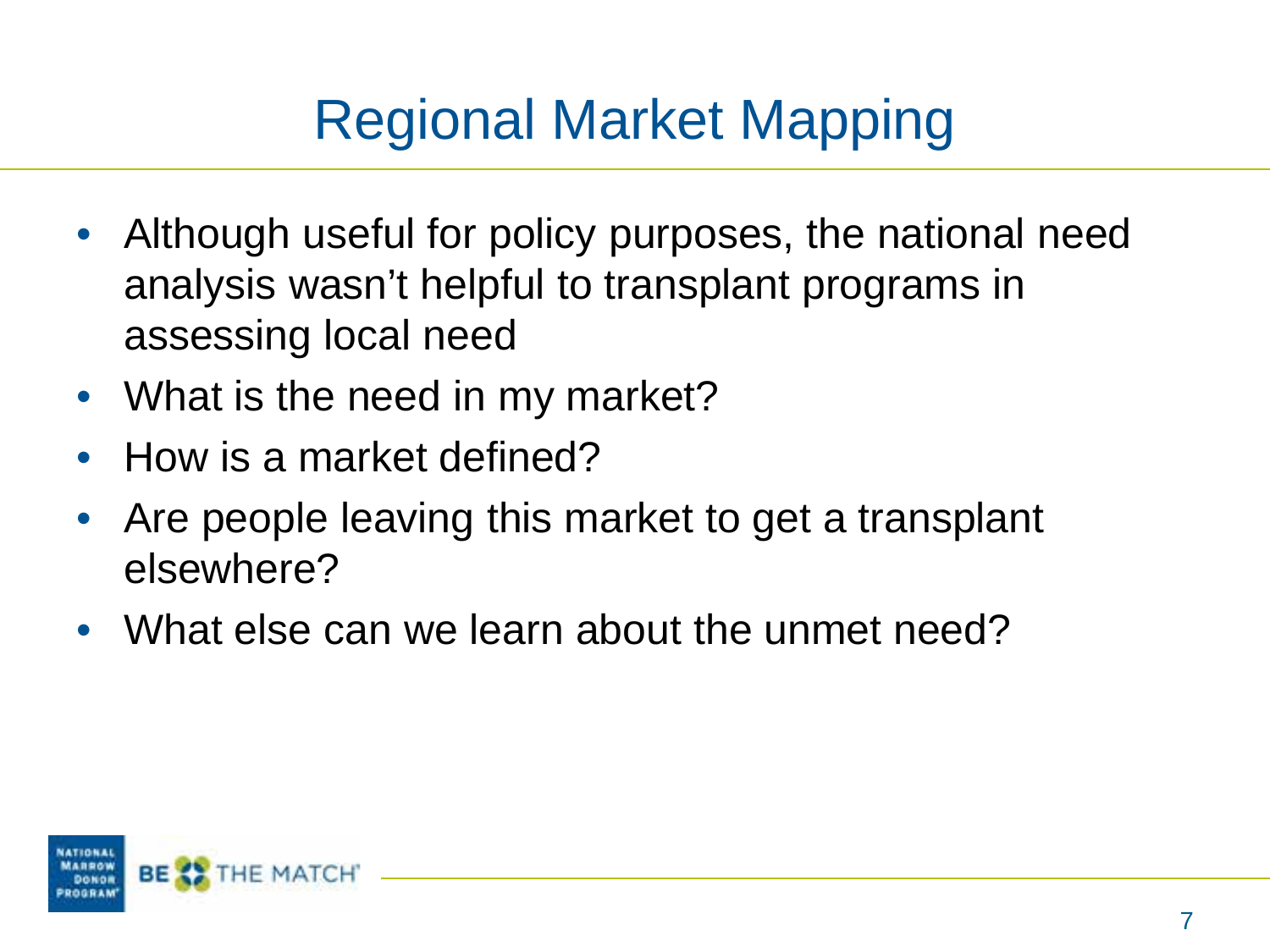# Regional Market Mapping

- Although useful for policy purposes, the national need analysis wasn't helpful to transplant programs in assessing local need
- What is the need in my market?
- How is a market defined?
- Are people leaving this market to get a transplant elsewhere?
- What else can we learn about the unmet need?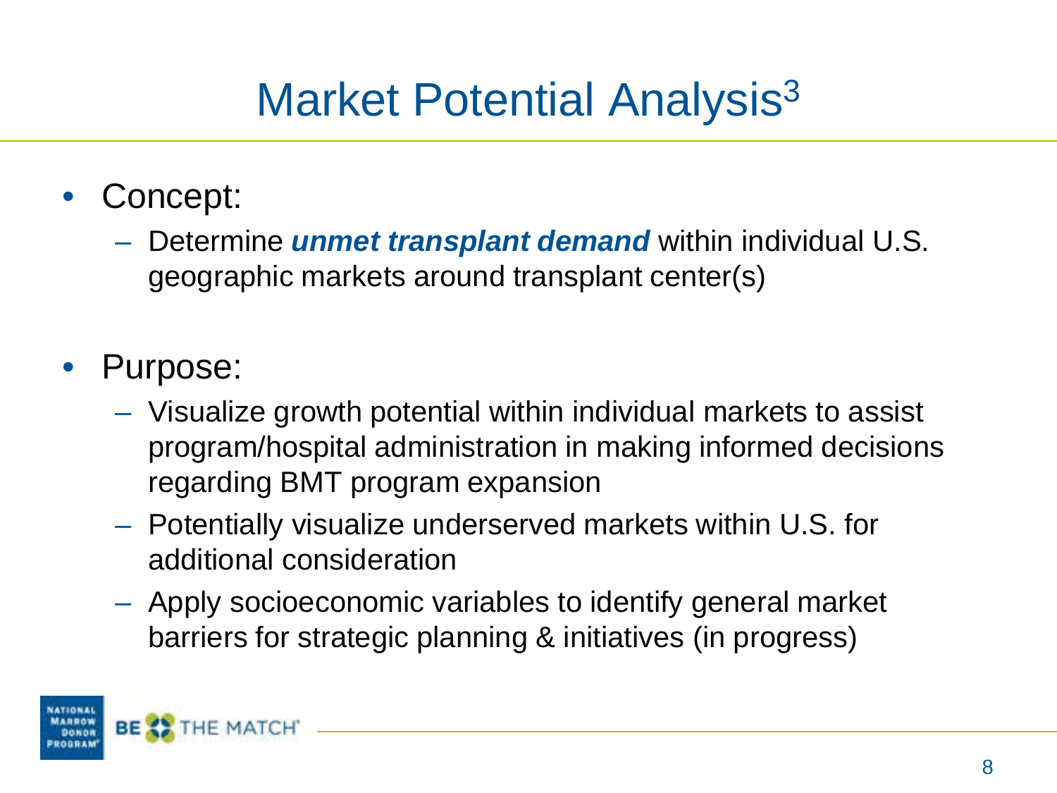# Market Potential Analysis[3]

- Concept:
  - Determine ***unmet transplant demand*** within individual U.S. geographic markets around transplant center(s)

- Purpose:
  - Visualize growth potential within individual markets to assist program/hospital administration in making informed decisions regarding BMT program expansion
  - Potentially visualize underserved markets within U.S. for additional consideration
  - Apply socioeconomic variables to identify general market barriers for strategic planning & initiatives (in progress)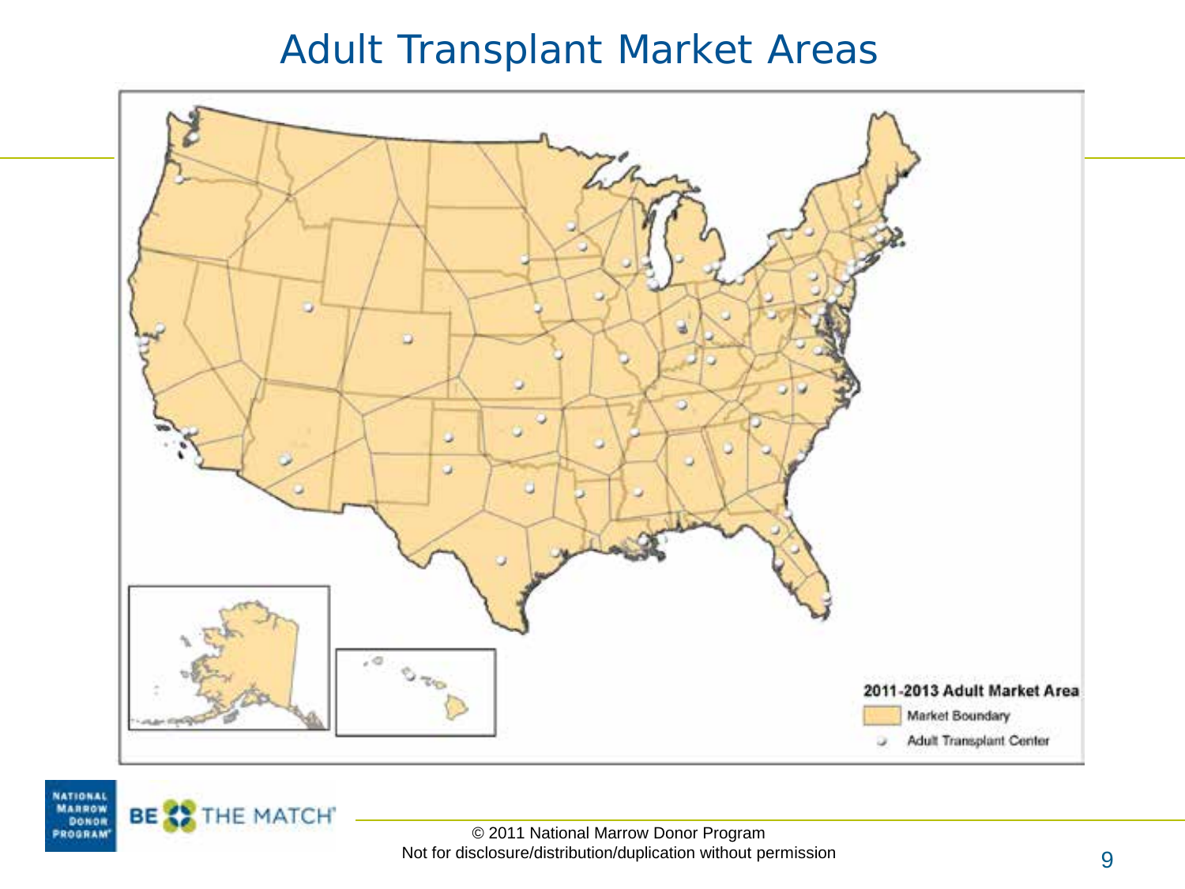# Adult Transplant Market Areas

2011-2013 Adult Market Area

Market Boundary

Adult Transplant Center

© 2011 National Marrow Donor Program
Not for disclosure/distribution/duplication without permission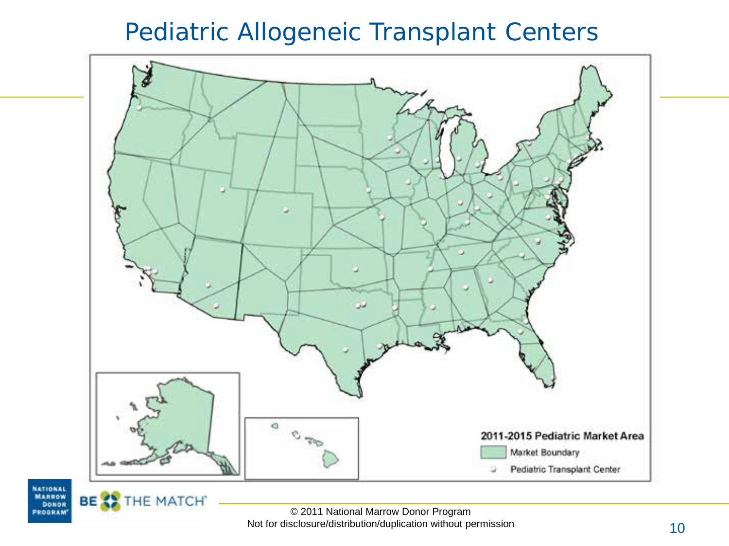# Pediatric Allogeneic Transplant Centers

**2011-2015 Pediatric Market Area**

- Market Boundary
- Pediatric Transplant Center

© 2011 National Marrow Donor Program
Not for disclosure/distribution/duplication without permission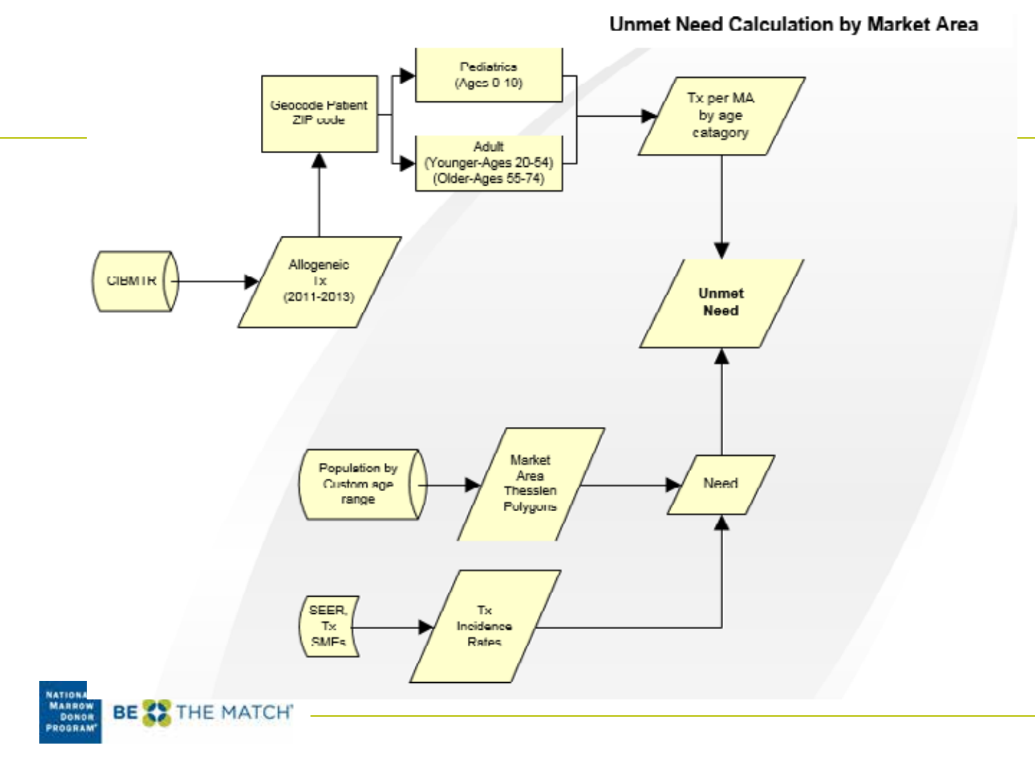## Unmet Need Calculation by Market Area

- CIBMTR → Allogeneic Tx (2011-2013)
- Allogeneic Tx (2011-2013) → Geocode Patient ZIP code
- Geocode Patient ZIP code → Pediatrics (Ages 0-19)
- Geocode Patient ZIP code → Adult (Younger-Ages 20-54) (Older-Ages 55-74)
- Pediatrics (Ages 0-19) and Adult (Younger-Ages 20-54) (Older-Ages 55-74) → Tx per MA by age catagory
- Tx per MA by age catagory → Unmet Need
- Population by Custom age range → Market Area Thessien Polygons
- Market Area Thessien Polygons → Need
- SEER, Tx SMEs → Tx Incidence Rates
- Tx Incidence Rates → Need
- Need → Unmet Need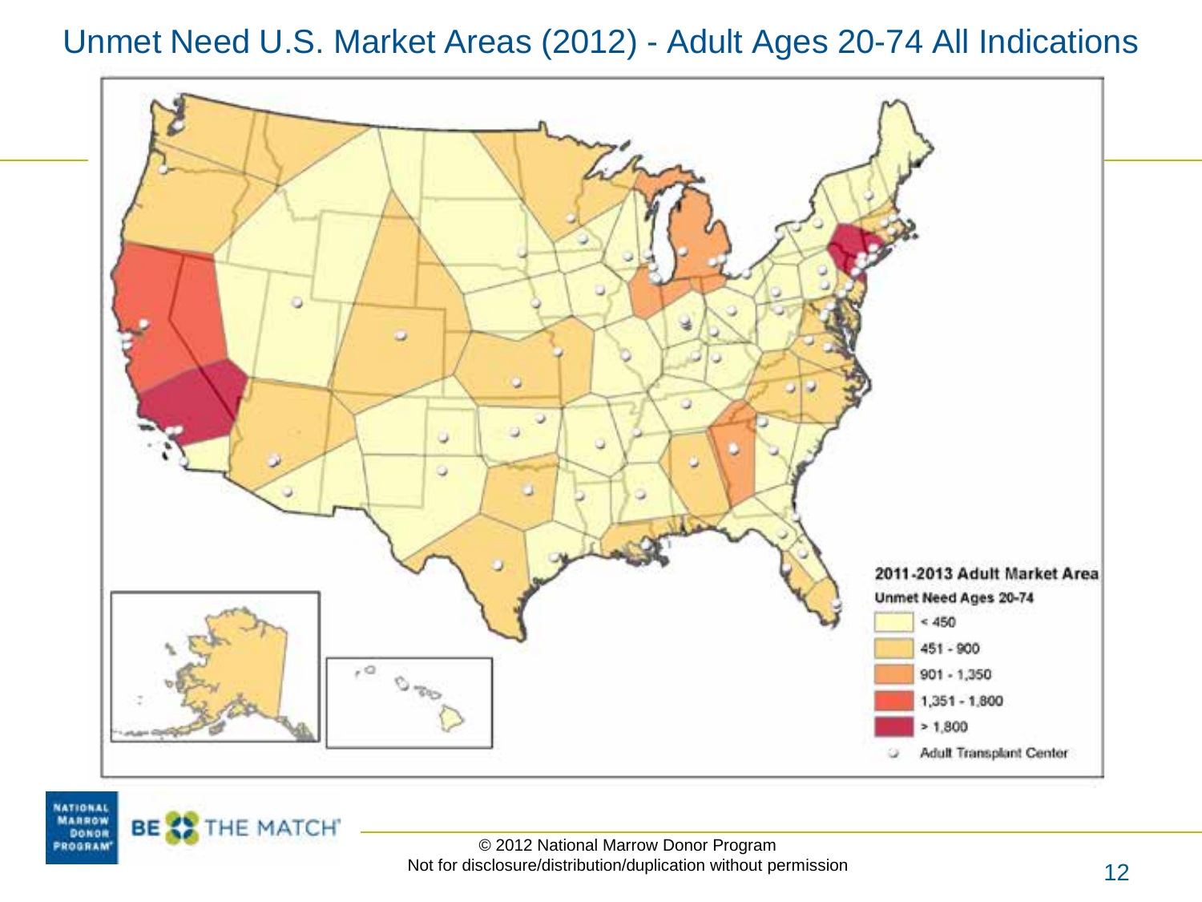# Unmet Need U.S. Market Areas (2012) - Adult Ages 20-74 All Indications

**2011-2013 Adult Market Area**

**Unmet Need Ages 20-74**

- < 450
- 451 - 900
- 901 - 1,350
- 1,351 - 1,800
- > 1,800
- Adult Transplant Center

© 2012 National Marrow Donor Program
Not for disclosure/distribution/duplication without permission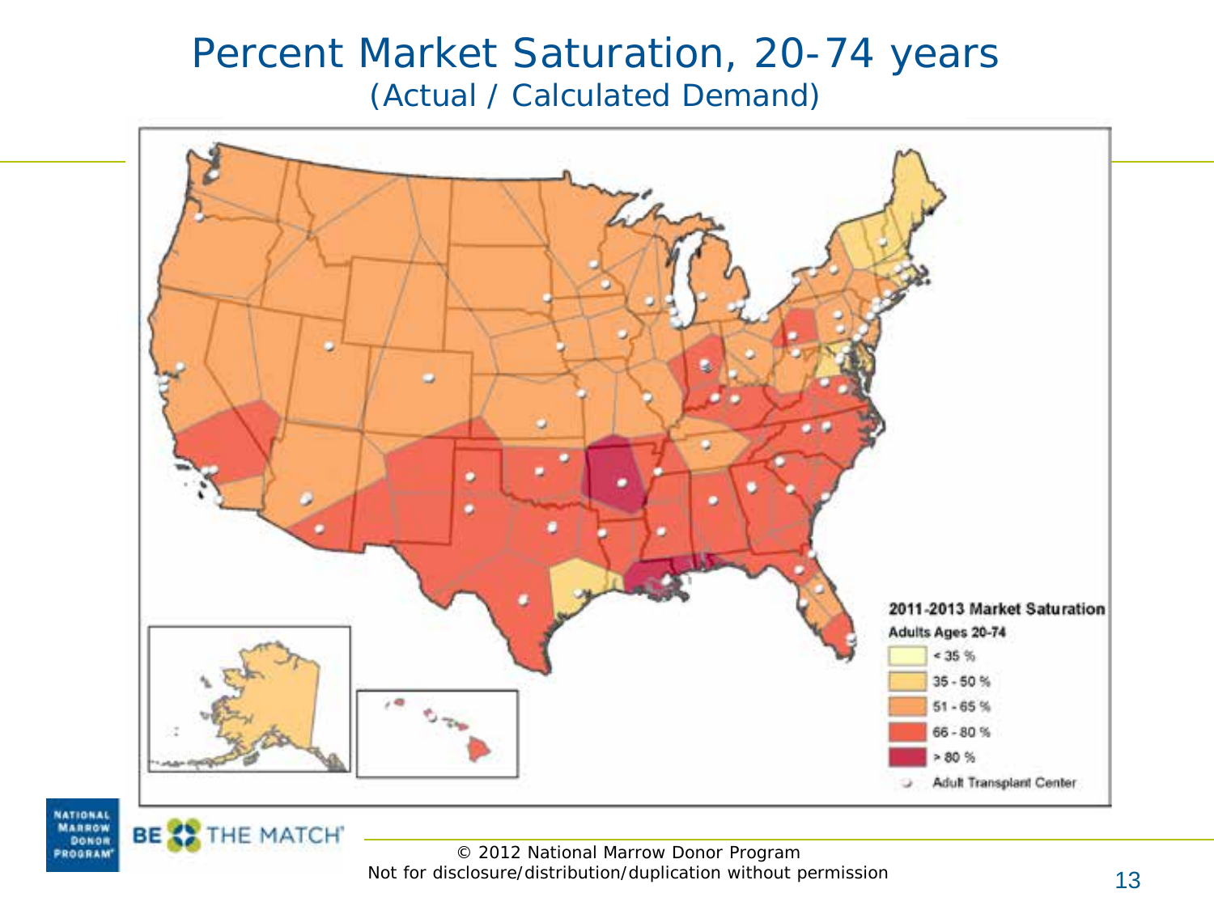# Percent Market Saturation, 20-74 years

(Actual / Calculated Demand)

**2011-2013 Market Saturation**

**Adults Ages 20-74**

- < 35 %
- 35 - 50 %
- 51 - 65 %
- 66 - 80 %
- > 80 %
- Adult Transplant Center

© 2012 National Marrow Donor Program
Not for disclosure/distribution/duplication without permission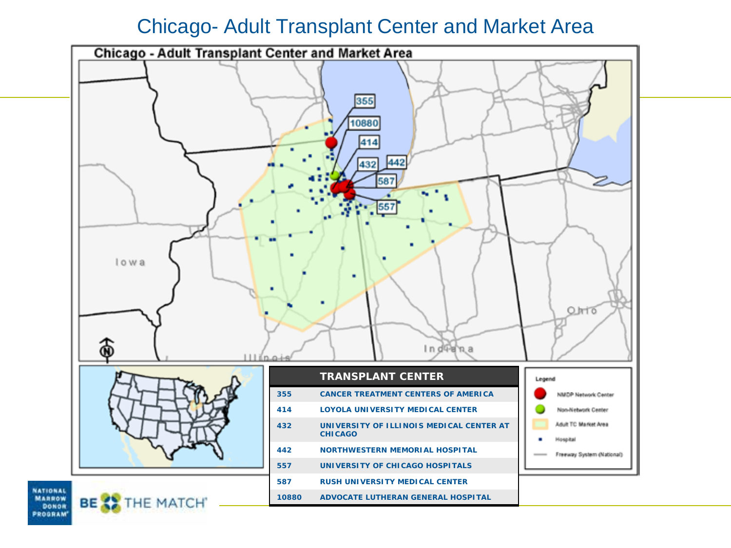# Chicago- Adult Transplant Center and Market Area

| TRANSPLANT CENTER | |
|---|---|
| 355 | CANCER TREATMENT CENTERS OF AMERICA |
| 414 | LOYOLA UNIVERSITY MEDICAL CENTER |
| 432 | UNIVERSITY OF ILLINOIS MEDICAL CENTER AT CHICAGO |
| 442 | NORTHWESTERN MEMORIAL HOSPITAL |
| 557 | UNIVERSITY OF CHICAGO HOSPITALS |
| 587 | RUSH UNIVERSITY MEDICAL CENTER |
| 10880 | ADVOCATE LUTHERAN GENERAL HOSPITAL |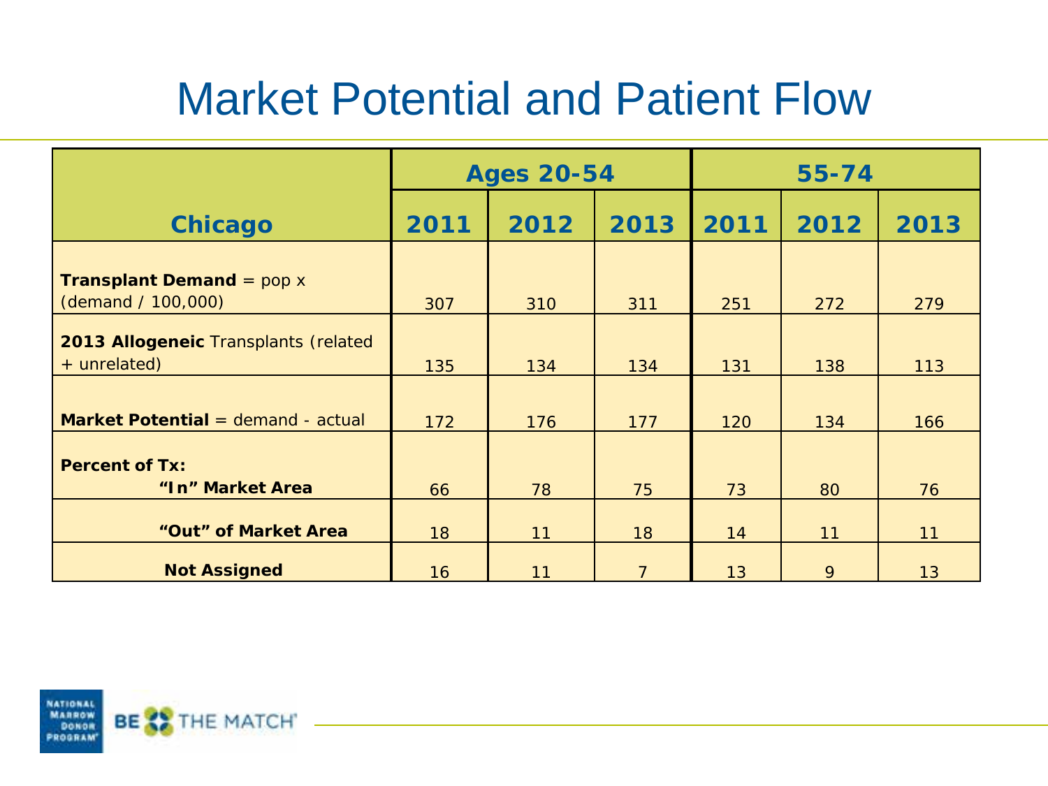# Market Potential and Patient Flow

| Chicago | Ages 20-54 | | | 55-74 | | |
|---|---|---|---|---|---|---|
| | 2011 | 2012 | 2013 | 2011 | 2012 | 2013 |
| **Transplant Demand** = pop x (demand / 100,000) | 307 | 310 | 311 | 251 | 272 | 279 |
| **2013 Allogeneic** Transplants (related + unrelated) | 135 | 134 | 134 | 131 | 138 | 113 |
| **Market Potential** = demand - actual | 172 | 176 | 177 | 120 | 134 | 166 |
| **Percent of Tx:** **"In" Market Area** | 66 | 78 | 75 | 73 | 80 | 76 |
| **"Out" of Market Area** | 18 | 11 | 18 | 14 | 11 | 11 |
| **Not Assigned** | 16 | 11 | 7 | 13 | 9 | 13 |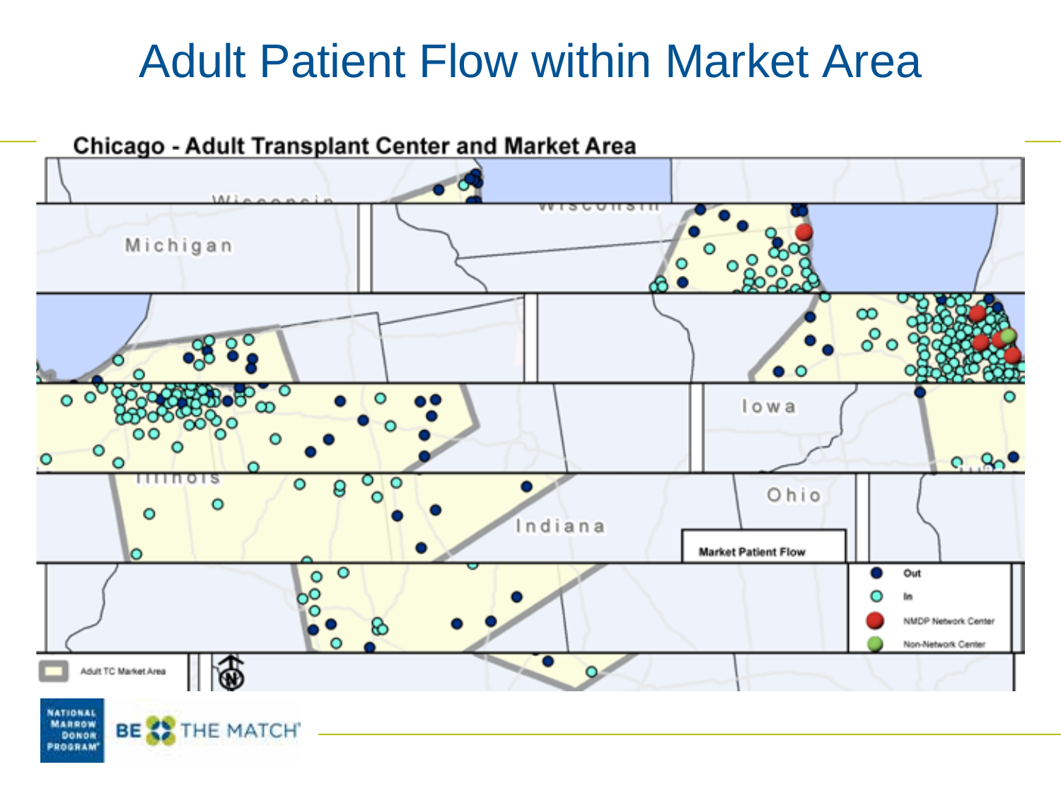# Adult Patient Flow within Market Area

**Chicago - Adult Transplant Center and Market Area**

Market Patient Flow

- Out
- In
- NMDP Network Center
- Non-Network Center

Adult TC Market Area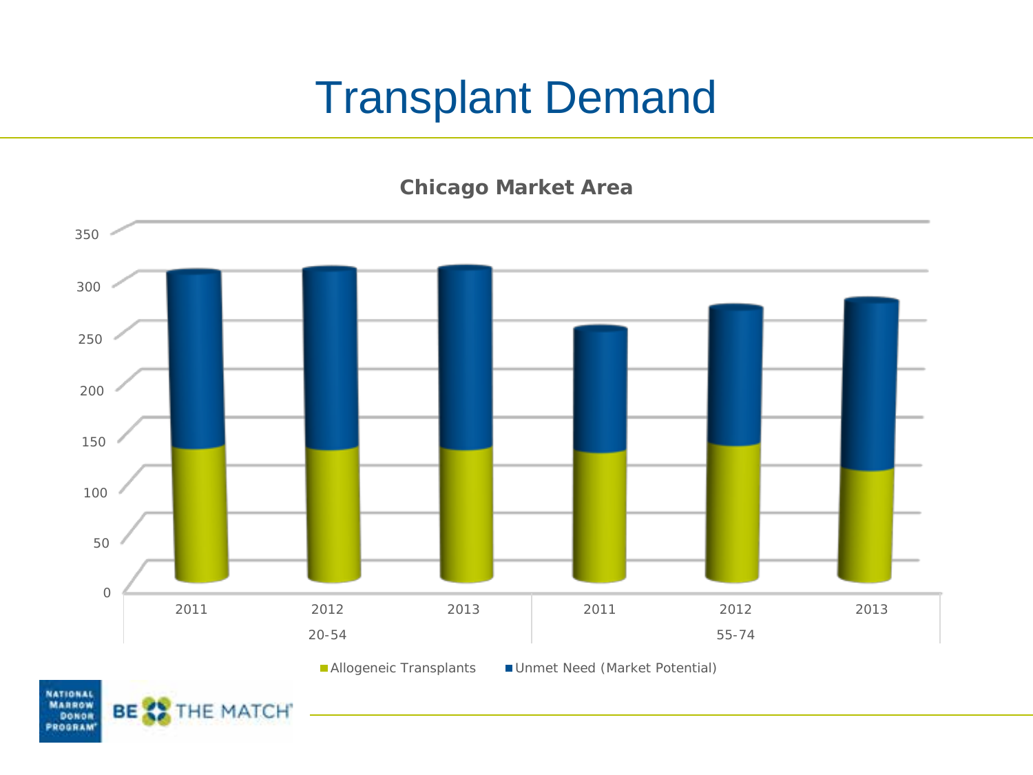# Transplant Demand

**Chicago Market Area**

350
300
250
200
150
100
50
0

| | 2011 | 2012 | 2013 | 2011 | 2012 | 2013 |
|---|---|---|---|---|---|---|
| | 20-54 | | | 55-74 | | |

■ Allogeneic Transplants ■ Unmet Need (Market Potential)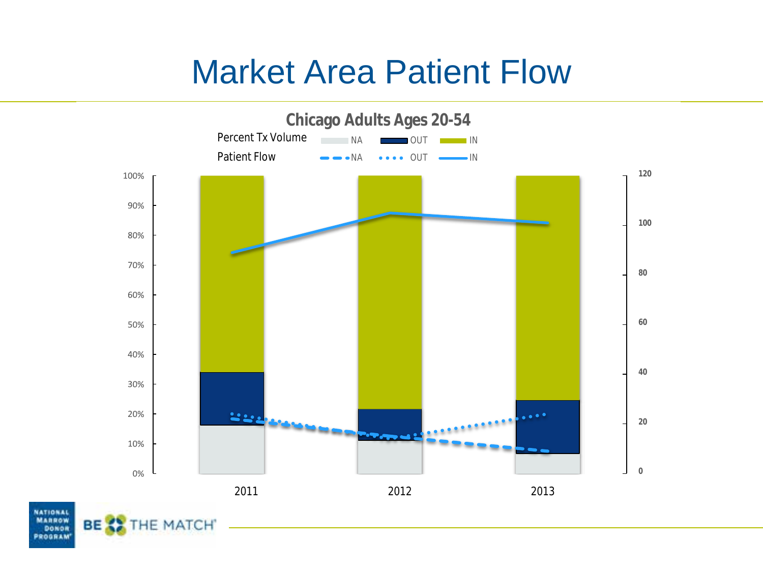# Market Area Patient Flow

**Chicago Adults Ages 20-54**

Percent Tx Volume: NA, OUT, IN

Patient Flow: NA, OUT, IN

2011 | 2012 | 2013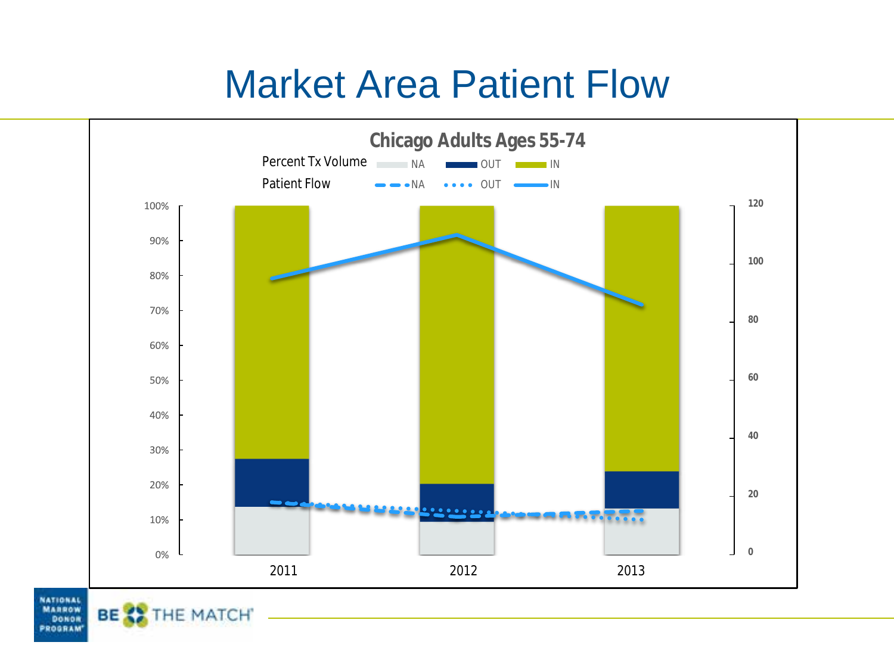# Market Area Patient Flow

## Chicago Adults Ages 55-74

Percent Tx Volume: NA, OUT, IN

Patient Flow: NA, OUT, IN

Left axis: 0%, 10%, 20%, 30%, 40%, 50%, 60%, 70%, 80%, 90%, 100%

Right axis: 0, 20, 40, 60, 80, 100, 120

Years: 2011, 2012, 2013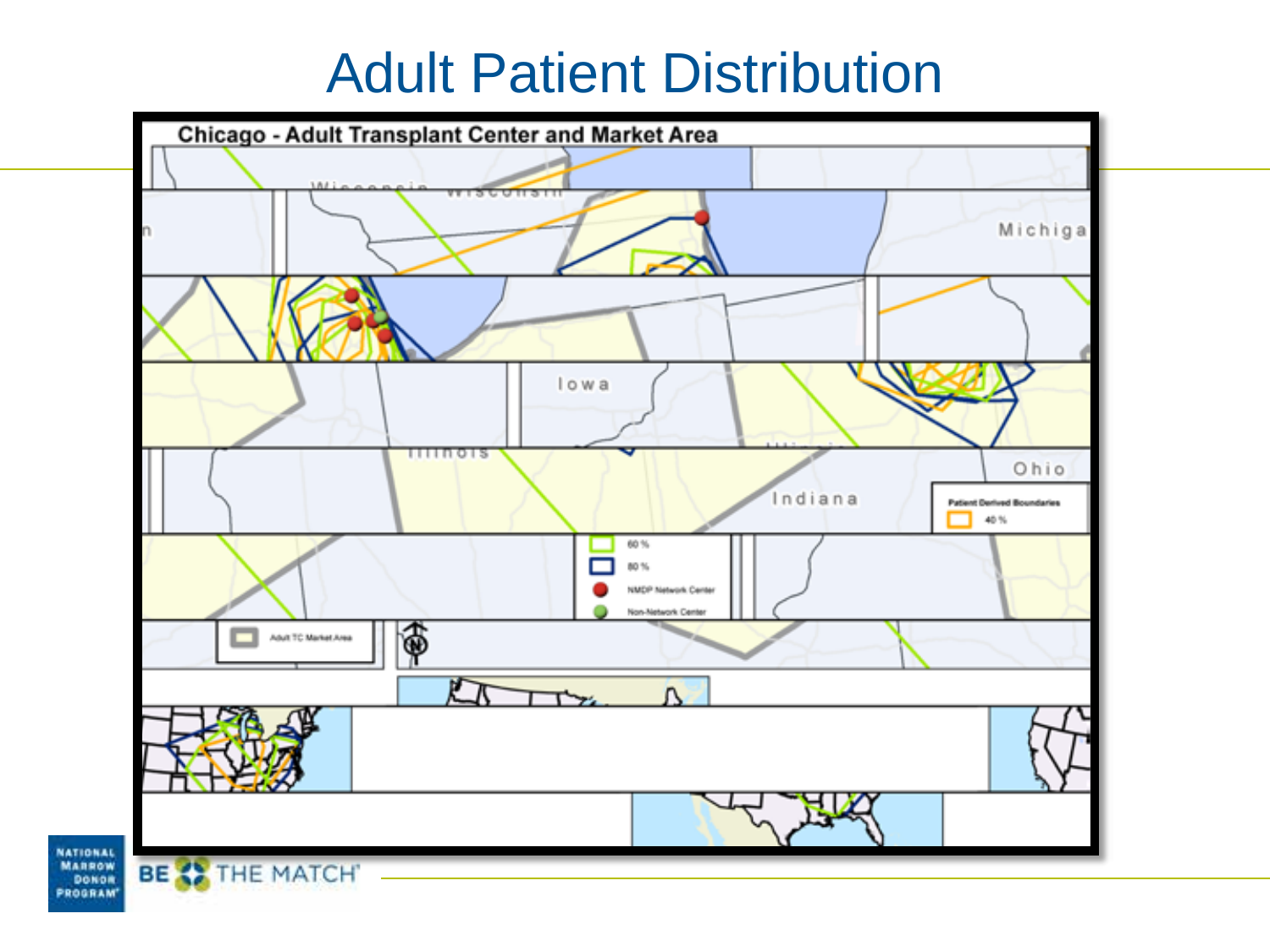# Adult Patient Distribution

**Chicago - Adult Transplant Center and Market Area**

Wisconsin

Michigan

Iowa

Illinois

Indiana

Ohio

Patient Derived Boundaries

- 40 %
- 60 %
- 80 %
- NMDP Network Center
- Non-Network Center

Adult TC Market Area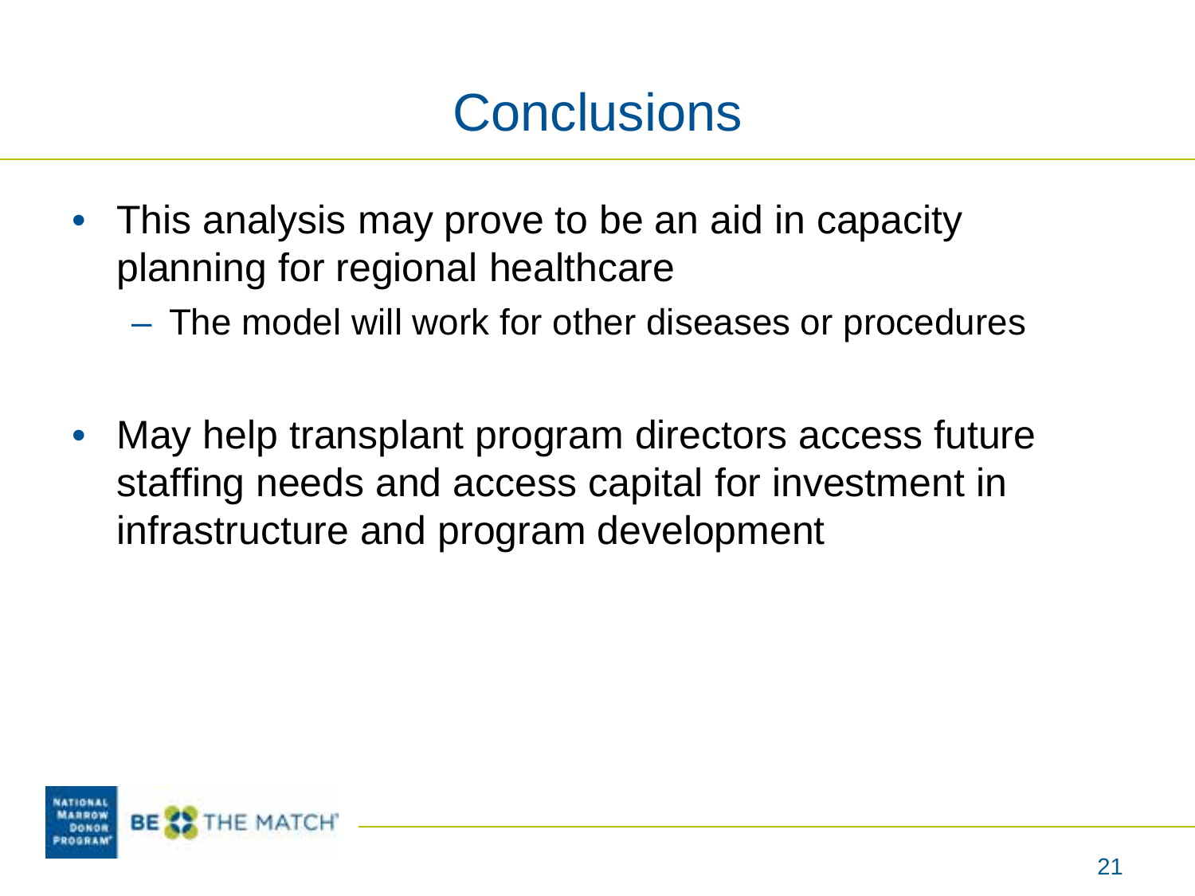# Conclusions

- This analysis may prove to be an aid in capacity planning for regional healthcare
  - The model will work for other diseases or procedures
- May help transplant program directors access future staffing needs and access capital for investment in infrastructure and program development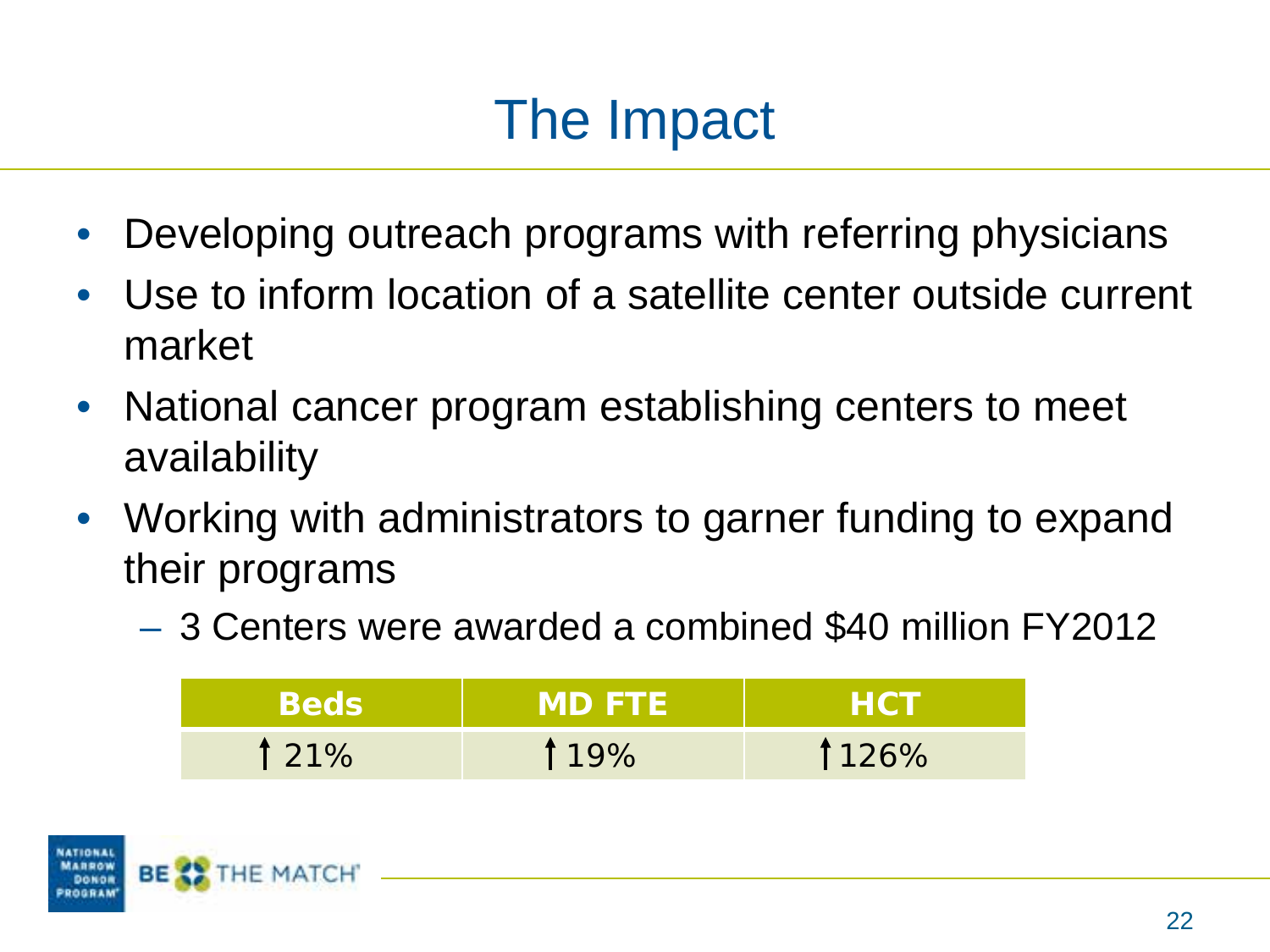# The Impact

- Developing outreach programs with referring physicians
- Use to inform location of a satellite center outside current market
- National cancer program establishing centers to meet availability
- Working with administrators to garner funding to expand their programs
  - 3 Centers were awarded a combined $40 million FY2012

| Beds | MD FTE | HCT |
|---|---|---|
| ↑ 21% | ↑ 19% | ↑ 126% |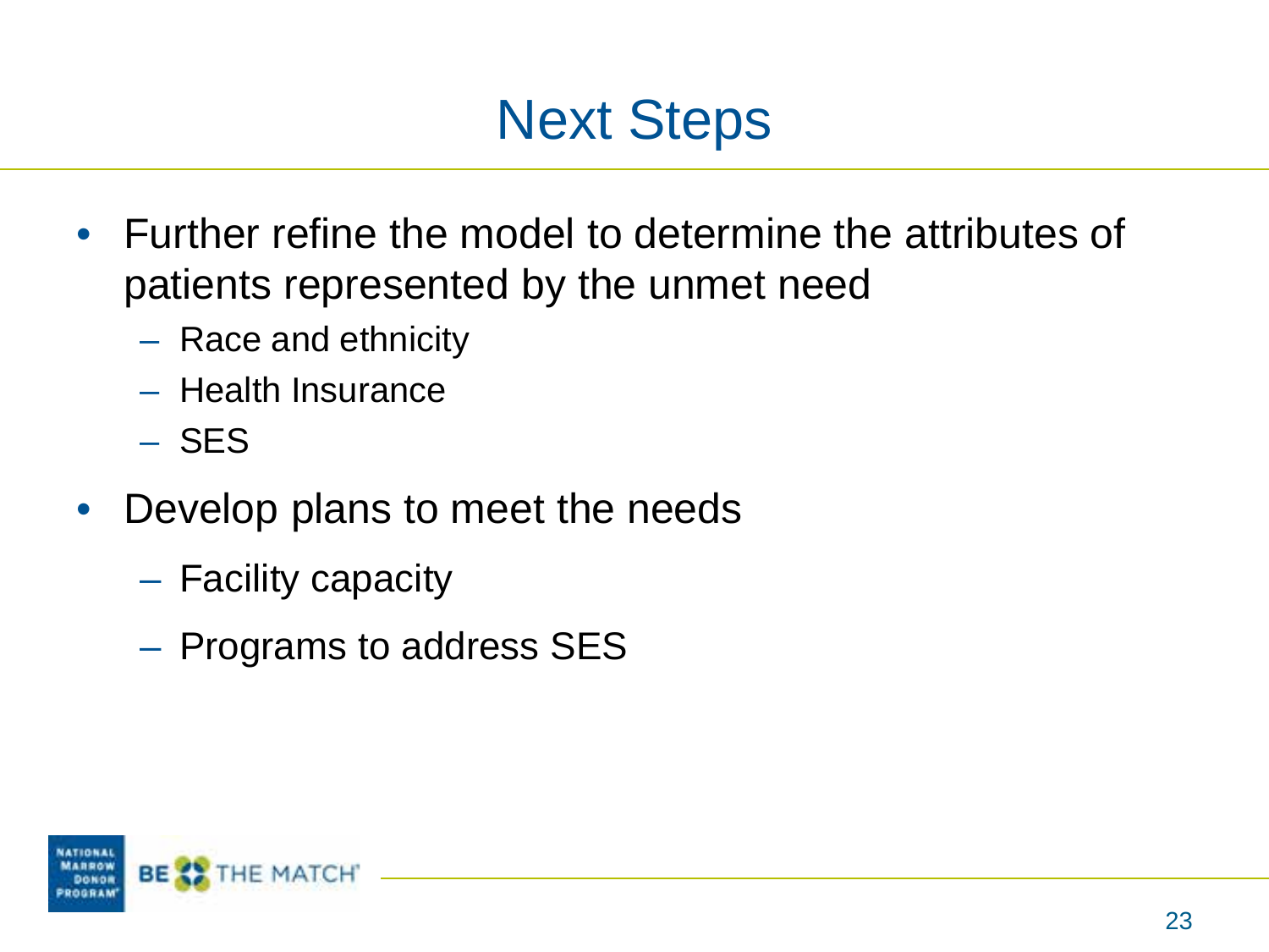# Next Steps

- Further refine the model to determine the attributes of patients represented by the unmet need
  - Race and ethnicity
  - Health Insurance
  - SES
- Develop plans to meet the needs
  - Facility capacity
  - Programs to address SES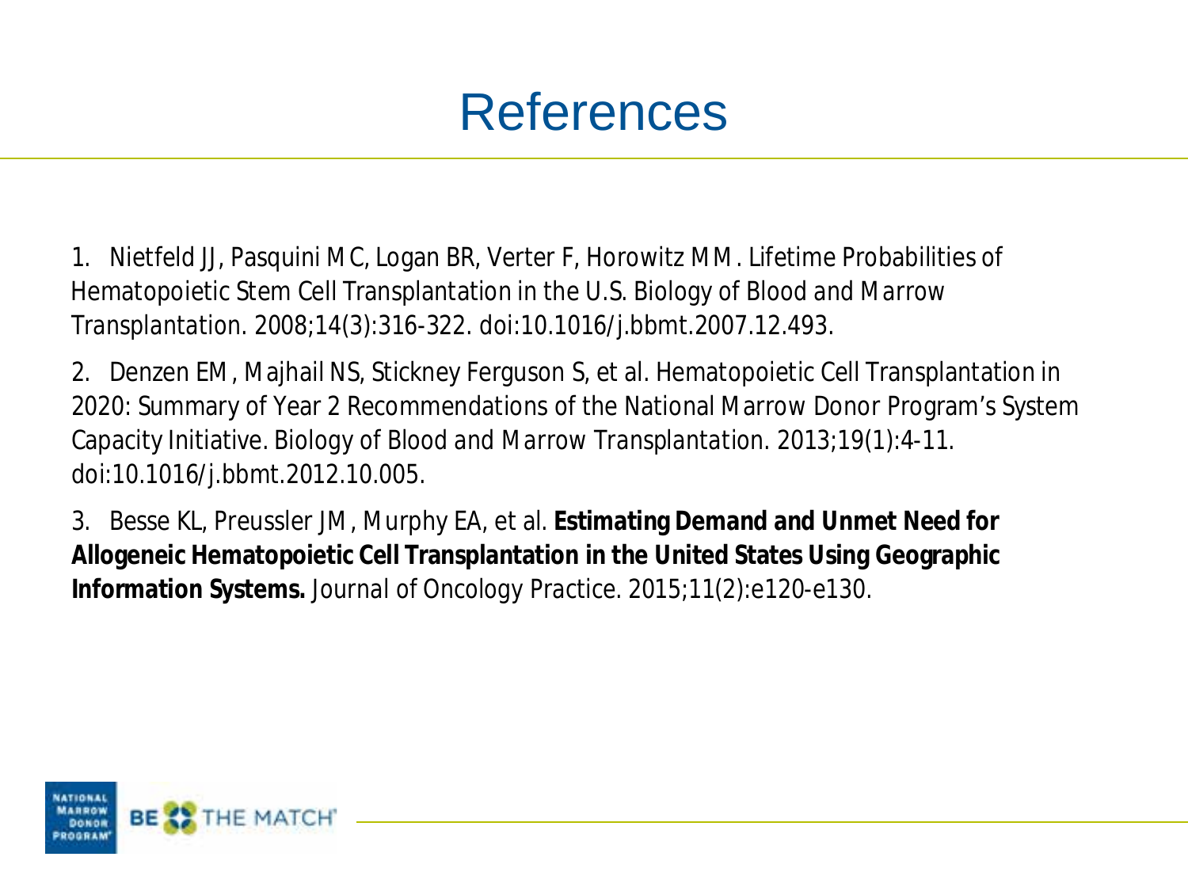# References

1. Nietfeld JJ, Pasquini MC, Logan BR, Verter F, Horowitz MM. Lifetime Probabilities of Hematopoietic Stem Cell Transplantation in the U.S. Biology of Blood and Marrow Transplantation. 2008;14(3):316-322. doi:10.1016/j.bbmt.2007.12.493.

2. Denzen EM, Majhail NS, Stickney Ferguson S, et al. Hematopoietic Cell Transplantation in 2020: Summary of Year 2 Recommendations of the National Marrow Donor Program's System Capacity Initiative. Biology of Blood and Marrow Transplantation. 2013;19(1):4-11. doi:10.1016/j.bbmt.2012.10.005.

3. Besse KL, Preussler JM, Murphy EA, et al. **Estimating Demand and Unmet Need for Allogeneic Hematopoietic Cell Transplantation in the United States Using Geographic Information Systems.** Journal of Oncology Practice. 2015;11(2):e120-e130.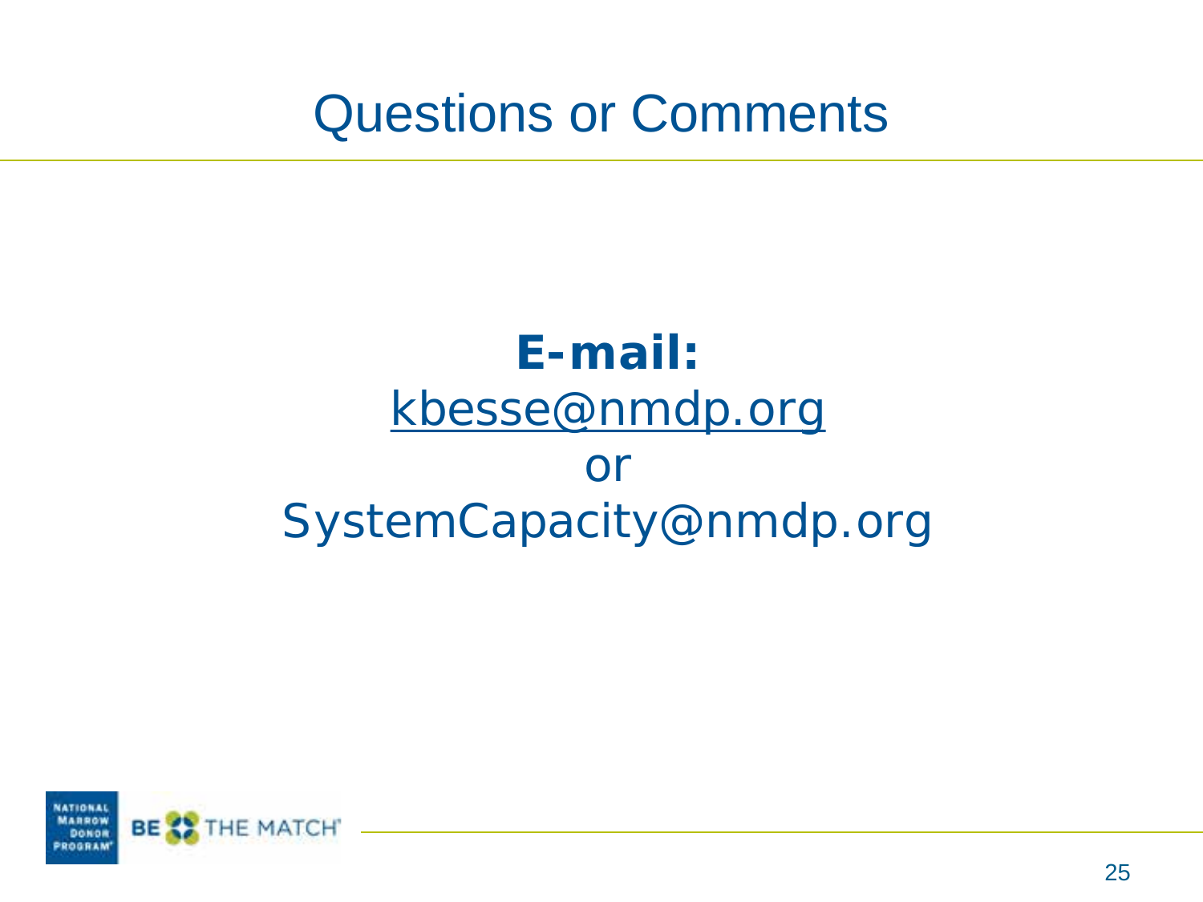# Questions or Comments

**E-mail:**

kbesse@nmdp.org

or

SystemCapacity@nmdp.org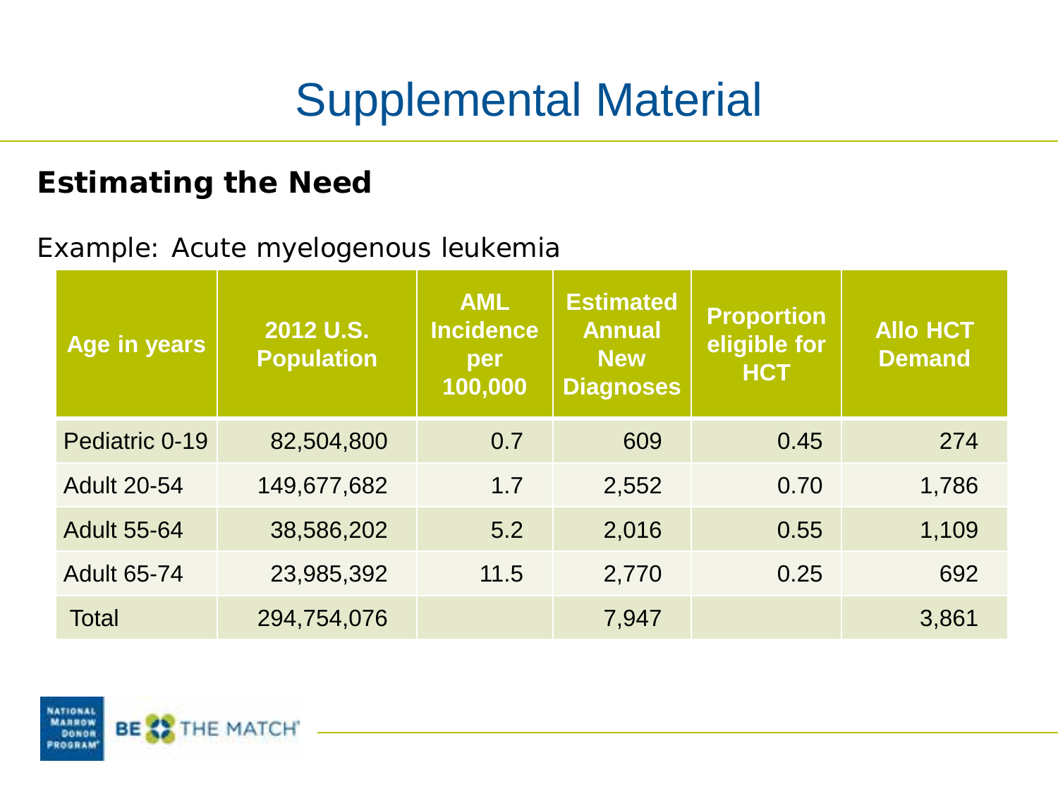# Supplemental Material

## Estimating the Need

Example: Acute myelogenous leukemia

| Age in years | 2012 U.S. Population | AML Incidence per 100,000 | Estimated Annual New Diagnoses | Proportion eligible for HCT | Allo HCT Demand |
|---|---|---|---|---|---|
| Pediatric 0-19 | 82,504,800 | 0.7 | 609 | 0.45 | 274 |
| Adult 20-54 | 149,677,682 | 1.7 | 2,552 | 0.70 | 1,786 |
| Adult 55-64 | 38,586,202 | 5.2 | 2,016 | 0.55 | 1,109 |
| Adult 65-74 | 23,985,392 | 11.5 | 2,770 | 0.25 | 692 |
| Total | 294,754,076 | | 7,947 | | 3,861 |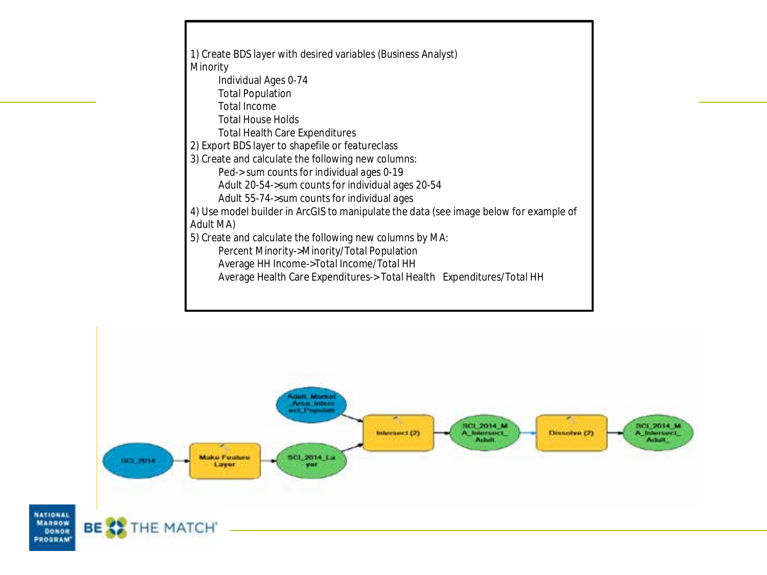1) Create BDS layer with desired variables (Business Analyst)

Minority

- Individual Ages 0-74
- Total Population
- Total Income
- Total House Holds
- Total Health Care Expenditures

2) Export BDS layer to shapefile or featureclass

3) Create and calculate the following new columns:

- Ped-> sum counts for individual ages 0-19
- Adult 20-54->sum counts for individual ages 20-54
- Adult 55-74->sum counts for individual ages

4) Use model builder in ArcGIS to manipulate the data (see image below for example of Adult MA)

5) Create and calculate the following new columns by MA:

- Percent Minority->Minority/Total Population
- Average HH Income->Total Income/Total HH
- Average Health Care Expenditures-> Total Health Expenditures/Total HH

Adult_Market_Area_Intersect_Populati

SCI_2014

Make Feature Layer

SCI_2014_Layer

Intersect (2)

SCI_2014_MA_Intersect_Adult

Dissolve (2)

SCI_2014_MA_Intersect_Adult_